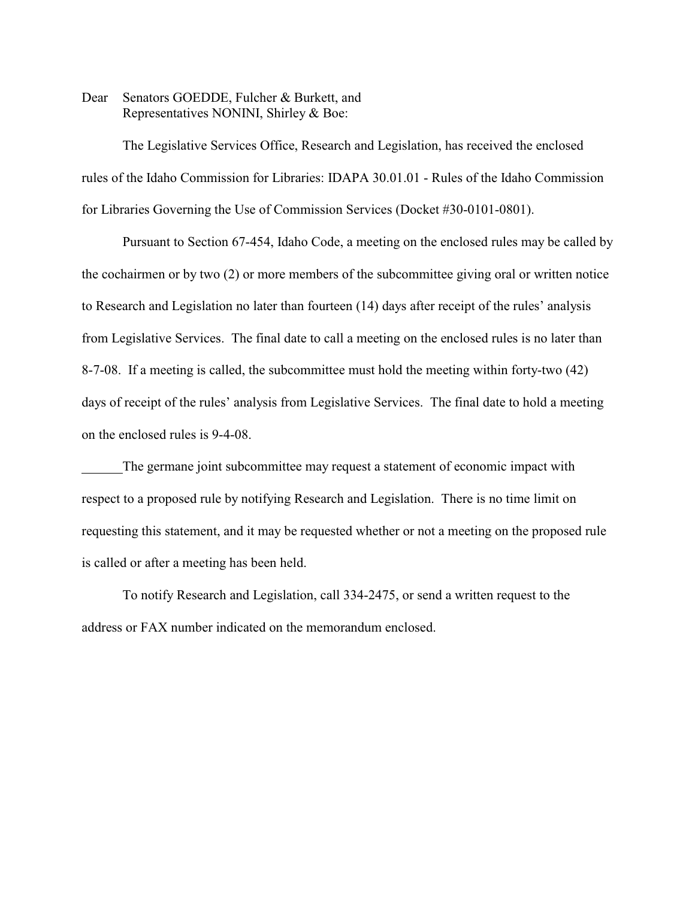Dear Senators GOEDDE, Fulcher & Burkett, and
Representatives NONINI, Shirley & Boe:

The Legislative Services Office, Research and Legislation, has received the enclosed rules of the Idaho Commission for Libraries: IDAPA 30.01.01 - Rules of the Idaho Commission for Libraries Governing the Use of Commission Services (Docket #30-0101-0801).

Pursuant to Section 67-454, Idaho Code, a meeting on the enclosed rules may be called by the cochairmen or by two (2) or more members of the subcommittee giving oral or written notice to Research and Legislation no later than fourteen (14) days after receipt of the rules' analysis from Legislative Services. The final date to call a meeting on the enclosed rules is no later than 8-7-08. If a meeting is called, the subcommittee must hold the meeting within forty-two (42) days of receipt of the rules' analysis from Legislative Services. The final date to hold a meeting on the enclosed rules is 9-4-08.

______The germane joint subcommittee may request a statement of economic impact with respect to a proposed rule by notifying Research and Legislation. There is no time limit on requesting this statement, and it may be requested whether or not a meeting on the proposed rule is called or after a meeting has been held.

To notify Research and Legislation, call 334-2475, or send a written request to the address or FAX number indicated on the memorandum enclosed.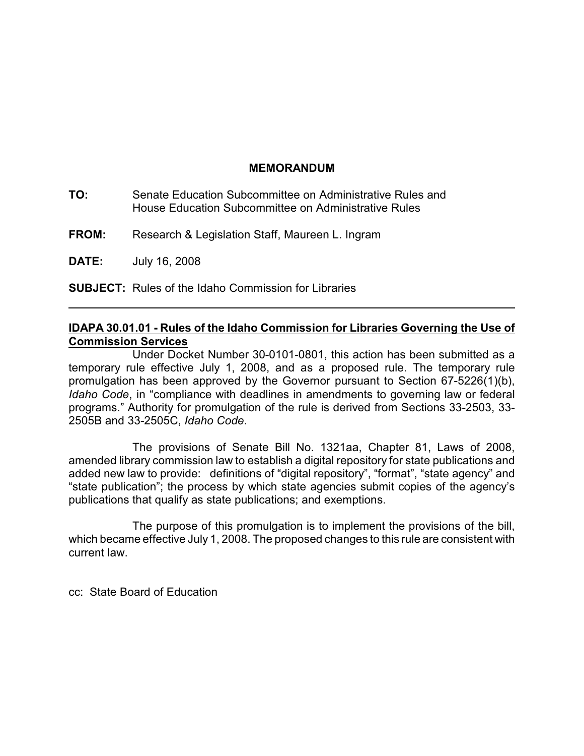# MEMORANDUM

**TO:** Senate Education Subcommittee on Administrative Rules and House Education Subcommittee on Administrative Rules

**FROM:** Research & Legislation Staff, Maureen L. Ingram

**DATE:** July 16, 2008

**SUBJECT:** Rules of the Idaho Commission for Libraries

---

**IDAPA 30.01.01 - Rules of the Idaho Commission for Libraries Governing the Use of Commission Services**

Under Docket Number 30-0101-0801, this action has been submitted as a temporary rule effective July 1, 2008, and as a proposed rule. The temporary rule promulgation has been approved by the Governor pursuant to Section 67-5226(1)(b), *Idaho Code*, in "compliance with deadlines in amendments to governing law or federal programs." Authority for promulgation of the rule is derived from Sections 33-2503, 33-2505B and 33-2505C, *Idaho Code*.

The provisions of Senate Bill No. 1321aa, Chapter 81, Laws of 2008, amended library commission law to establish a digital repository for state publications and added new law to provide: definitions of "digital repository", "format", "state agency" and "state publication"; the process by which state agencies submit copies of the agency's publications that qualify as state publications; and exemptions.

The purpose of this promulgation is to implement the provisions of the bill, which became effective July 1, 2008. The proposed changes to this rule are consistent with current law.

cc: State Board of Education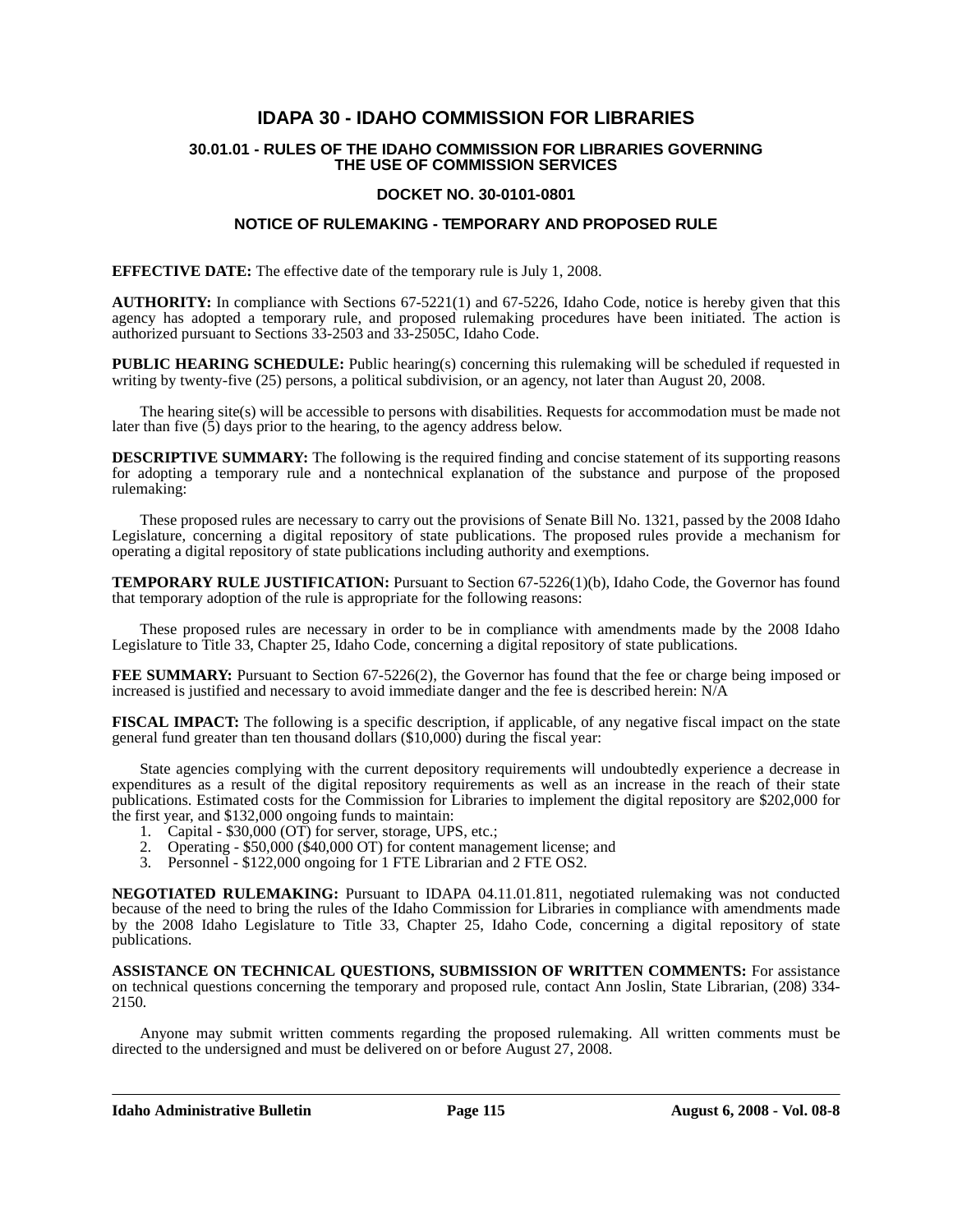# IDAPA 30 - IDAHO COMMISSION FOR LIBRARIES

## 30.01.01 - RULES OF THE IDAHO COMMISSION FOR LIBRARIES GOVERNING THE USE OF COMMISSION SERVICES

### DOCKET NO. 30-0101-0801

### NOTICE OF RULEMAKING - TEMPORARY AND PROPOSED RULE

**EFFECTIVE DATE:** The effective date of the temporary rule is July 1, 2008.

**AUTHORITY:** In compliance with Sections 67-5221(1) and 67-5226, Idaho Code, notice is hereby given that this agency has adopted a temporary rule, and proposed rulemaking procedures have been initiated. The action is authorized pursuant to Sections 33-2503 and 33-2505C, Idaho Code.

**PUBLIC HEARING SCHEDULE:** Public hearing(s) concerning this rulemaking will be scheduled if requested in writing by twenty-five (25) persons, a political subdivision, or an agency, not later than August 20, 2008.

The hearing site(s) will be accessible to persons with disabilities. Requests for accommodation must be made not later than five (5) days prior to the hearing, to the agency address below.

**DESCRIPTIVE SUMMARY:** The following is the required finding and concise statement of its supporting reasons for adopting a temporary rule and a nontechnical explanation of the substance and purpose of the proposed rulemaking:

These proposed rules are necessary to carry out the provisions of Senate Bill No. 1321, passed by the 2008 Idaho Legislature, concerning a digital repository of state publications. The proposed rules provide a mechanism for operating a digital repository of state publications including authority and exemptions.

**TEMPORARY RULE JUSTIFICATION:** Pursuant to Section 67-5226(1)(b), Idaho Code, the Governor has found that temporary adoption of the rule is appropriate for the following reasons:

These proposed rules are necessary in order to be in compliance with amendments made by the 2008 Idaho Legislature to Title 33, Chapter 25, Idaho Code, concerning a digital repository of state publications.

**FEE SUMMARY:** Pursuant to Section 67-5226(2), the Governor has found that the fee or charge being imposed or increased is justified and necessary to avoid immediate danger and the fee is described herein: N/A

**FISCAL IMPACT:** The following is a specific description, if applicable, of any negative fiscal impact on the state general fund greater than ten thousand dollars ($10,000) during the fiscal year:

State agencies complying with the current depository requirements will undoubtedly experience a decrease in expenditures as a result of the digital repository requirements as well as an increase in the reach of their state publications. Estimated costs for the Commission for Libraries to implement the digital repository are $202,000 for the first year, and $132,000 ongoing funds to maintain:

1. Capital - $30,000 (OT) for server, storage, UPS, etc.;
2. Operating - $50,000 ($40,000 OT) for content management license; and
3. Personnel - $122,000 ongoing for 1 FTE Librarian and 2 FTE OS2.

**NEGOTIATED RULEMAKING:** Pursuant to IDAPA 04.11.01.811, negotiated rulemaking was not conducted because of the need to bring the rules of the Idaho Commission for Libraries in compliance with amendments made by the 2008 Idaho Legislature to Title 33, Chapter 25, Idaho Code, concerning a digital repository of state publications.

**ASSISTANCE ON TECHNICAL QUESTIONS, SUBMISSION OF WRITTEN COMMENTS:** For assistance on technical questions concerning the temporary and proposed rule, contact Ann Joslin, State Librarian, (208) 334-2150.

Anyone may submit written comments regarding the proposed rulemaking. All written comments must be directed to the undersigned and must be delivered on or before August 27, 2008.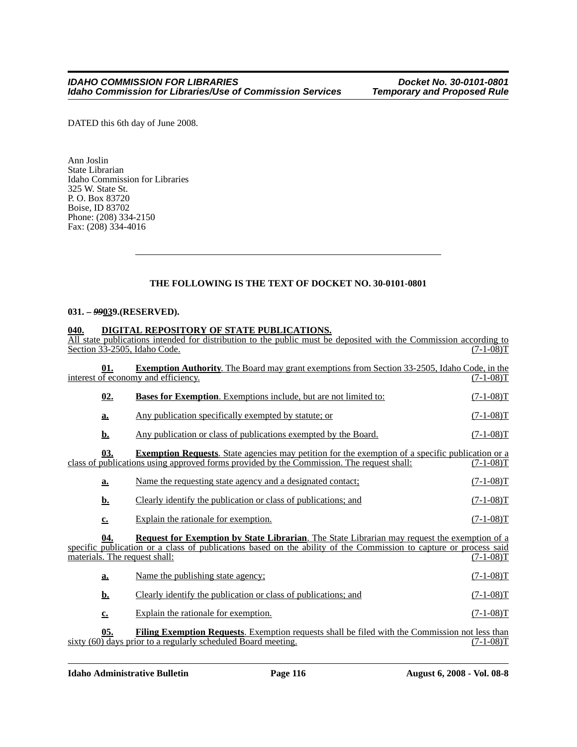DATED this 6th day of June 2008.

Ann Joslin
State Librarian
Idaho Commission for Libraries
325 W. State St.
P. O. Box 83720
Boise, ID 83702
Phone: (208) 334-2150
Fax: (208) 334-4016

---

**THE FOLLOWING IS THE TEXT OF DOCKET NO. 30-0101-0801**

**031. – ~~99~~039.(RESERVED).**

**040. DIGITAL REPOSITORY OF STATE PUBLICATIONS.**

All state publications intended for distribution to the public must be deposited with the Commission according to Section 33-2505, Idaho Code. (7-1-08)T

**01. Exemption Authority**. The Board may grant exemptions from Section 33-2505, Idaho Code, in the interest of economy and efficiency. (7-1-08)T

**02. Bases for Exemption**. Exemptions include, but are not limited to: (7-1-08)T

**a.** Any publication specifically exempted by statute; or (7-1-08)T

**b.** Any publication or class of publications exempted by the Board. (7-1-08)T

**03. Exemption Requests**. State agencies may petition for the exemption of a specific publication or a class of publications using approved forms provided by the Commission. The request shall: (7-1-08)T

**a.** Name the requesting state agency and a designated contact; (7-1-08)T

**b.** Clearly identify the publication or class of publications; and (7-1-08)T

**c.** Explain the rationale for exemption. (7-1-08)T

**04. Request for Exemption by State Librarian**. The State Librarian may request the exemption of a specific publication or a class of publications based on the ability of the Commission to capture or process said materials. The request shall: (7-1-08)T

**a.** Name the publishing state agency; (7-1-08)T

**b.** Clearly identify the publication or class of publications; and (7-1-08)T

**c.** Explain the rationale for exemption. (7-1-08)T

**05. Filing Exemption Requests**. Exemption requests shall be filed with the Commission not less than sixty (60) days prior to a regularly scheduled Board meeting. (7-1-08)T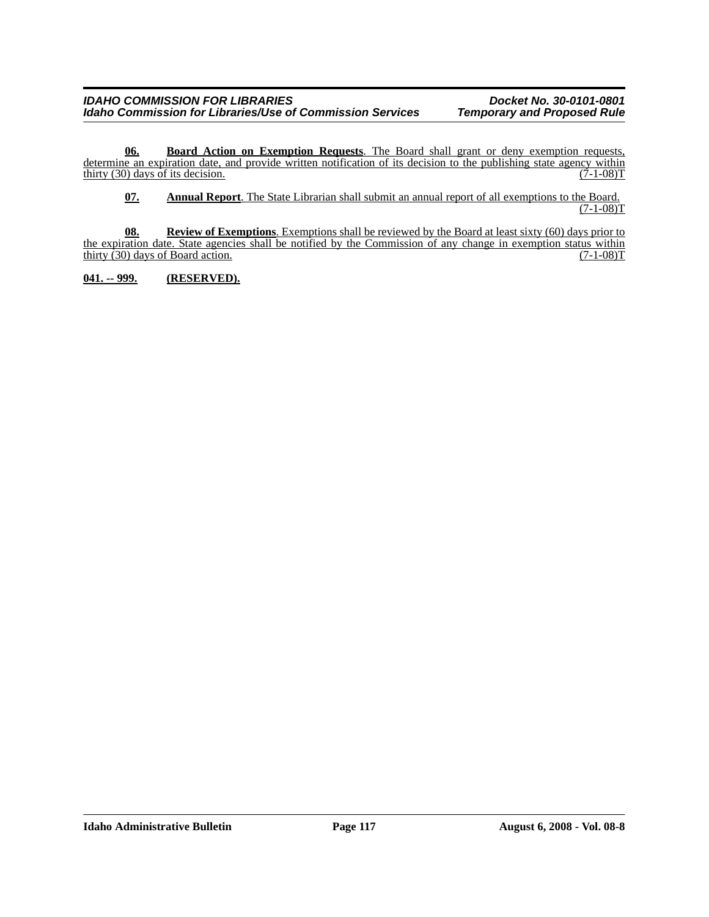**06. Board Action on Exemption Requests**. The Board shall grant or deny exemption requests, determine an expiration date, and provide written notification of its decision to the publishing state agency within thirty (30) days of its decision. (7-1-08)T

**07. Annual Report**. The State Librarian shall submit an annual report of all exemptions to the Board. (7-1-08)T

**08. Review of Exemptions**. Exemptions shall be reviewed by the Board at least sixty (60) days prior to the expiration date. State agencies shall be notified by the Commission of any change in exemption status within thirty (30) days of Board action. (7-1-08)T

**041. -- 999. (RESERVED).**